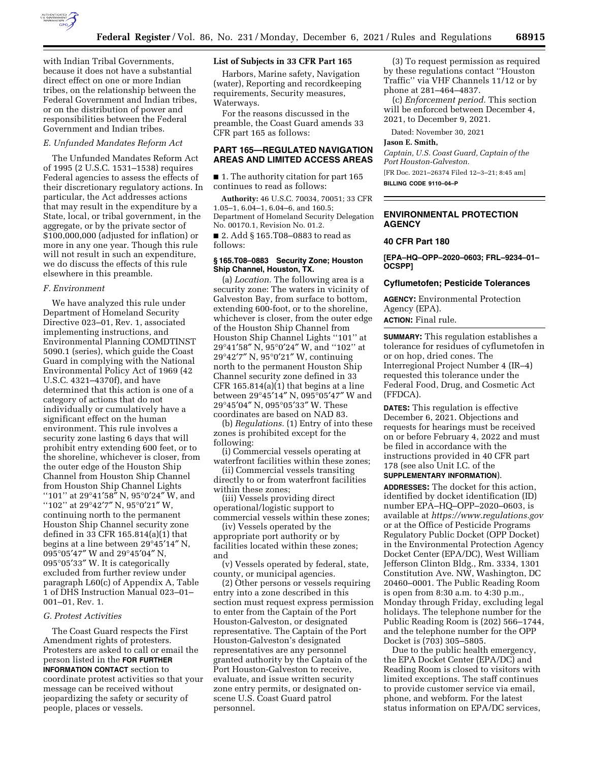with Indian Tribal Governments, because it does not have a substantial direct effect on one or more Indian tribes, on the relationship between the Federal Government and Indian tribes, or on the distribution of power and responsibilities between the Federal Government and Indian tribes.

### *E. Unfunded Mandates Reform Act*

The Unfunded Mandates Reform Act of 1995 (2 U.S.C. 1531–1538) requires Federal agencies to assess the effects of their discretionary regulatory actions. In particular, the Act addresses actions that may result in the expenditure by a State, local, or tribal government, in the aggregate, or by the private sector of $100,000,000 (adjusted for inflation) or more in any one year. Though this rule will not result in such an expenditure, we do discuss the effects of this rule elsewhere in this preamble.

### *F. Environment*

We have analyzed this rule under Department of Homeland Security Directive 023–01, Rev. 1, associated implementing instructions, and Environmental Planning COMDTINST 5090.1 (series), which guide the Coast Guard in complying with the National Environmental Policy Act of 1969 (42 U.S.C. 4321–4370f), and have determined that this action is one of a category of actions that do not individually or cumulatively have a significant effect on the human environment. This rule involves a security zone lasting 6 days that will prohibit entry extending 600 feet, or to the shoreline, whichever is closer, from the outer edge of the Houston Ship Channel from Houston Ship Channel from Houston Ship Channel Lights ''101'' at 29°41′58″ N, 95°0′24″ W, and ''102'' at 29°42′7″ N, 95°0′21″ W, continuing north to the permanent Houston Ship Channel security zone defined in 33 CFR 165.814(a)(1) that begins at a line between 29°45′14″ N, 095°05′47″ W and 29°45′04″ N, 095°05′33″ W. It is categorically excluded from further review under paragraph L60(c) of Appendix A, Table 1 of DHS Instruction Manual 023–01–001–01, Rev. 1.

### *G. Protest Activities*

The Coast Guard respects the First Amendment rights of protesters. Protesters are asked to call or email the person listed in the **FOR FURTHER INFORMATION CONTACT** section to coordinate protest activities so that your message can be received without jeopardizing the safety or security of people, places or vessels.

#### List of Subjects in 33 CFR Part 165

Harbors, Marine safety, Navigation (water), Reporting and recordkeeping requirements, Security measures, Waterways.

For the reasons discussed in the preamble, the Coast Guard amends 33 CFR part 165 as follows:

## PART 165—REGULATED NAVIGATION AREAS AND LIMITED ACCESS AREAS

■ 1. The authority citation for part 165 continues to read as follows:

**Authority:** 46 U.S.C. 70034, 70051; 33 CFR 1.05–1, 6.04–1, 6.04–6, and 160.5; Department of Homeland Security Delegation No. 00170.1, Revision No. 01.2.

■ 2. Add § 165.T08–0883 to read as follows:

#### § 165.T08–0883 Security Zone; Houston Ship Channel, Houston, TX.

(a) *Location.* The following area is a security zone: The waters in vicinity of Galveston Bay, from surface to bottom, extending 600-foot, or to the shoreline, whichever is closer, from the outer edge of the Houston Ship Channel from Houston Ship Channel Lights ''101'' at 29°41′58″ N, 95°0′24″ W, and ''102'' at 29°42′7″ N, 95°0′21″ W, continuing north to the permanent Houston Ship Channel security zone defined in 33 CFR 165.814(a)(1) that begins at a line between 29°45′14″ N, 095°05′47″ W and 29°45′04″ N, 095°05′33″ W. These coordinates are based on NAD 83.

(b) *Regulations.* (1) Entry of into these zones is prohibited except for the following:

(i) Commercial vessels operating at waterfront facilities within these zones;

(ii) Commercial vessels transiting directly to or from waterfront facilities within these zones;

(iii) Vessels providing direct operational/logistic support to commercial vessels within these zones;

(iv) Vessels operated by the appropriate port authority or by facilities located within these zones; and

(v) Vessels operated by federal, state, county, or municipal agencies.

(2) Other persons or vessels requiring entry into a zone described in this section must request express permission to enter from the Captain of the Port Houston-Galveston, or designated representative. The Captain of the Port Houston-Galveston's designated representatives are any personnel granted authority by the Captain of the Port Houston-Galveston to receive, evaluate, and issue written security zone entry permits, or designated on-scene U.S. Coast Guard patrol personnel.

(3) To request permission as required by these regulations contact ''Houston Traffic'' via VHF Channels 11/12 or by phone at 281–464–4837.

(c) *Enforcement period.* This section will be enforced between December 4, 2021, to December 9, 2021.

Dated: November 30, 2021

**Jason E. Smith,**

*Captain, U.S. Coast Guard, Captain of the Port Houston-Galveston.*

[FR Doc. 2021–26374 Filed 12–3–21; 8:45 am]

**BILLING CODE 9110–04–P**

## ENVIRONMENTAL PROTECTION AGENCY

### 40 CFR Part 180

**[EPA–HQ–OPP–2020–0603; FRL–9234–01–OCSPP]**

### Cyflumetofen; Pesticide Tolerances

**AGENCY:** Environmental Protection Agency (EPA).

**ACTION:** Final rule.

**SUMMARY:** This regulation establishes a tolerance for residues of cyflumetofen in or on hop, dried cones. The Interregional Project Number 4 (IR–4) requested this tolerance under the Federal Food, Drug, and Cosmetic Act (FFDCA).

**DATES:** This regulation is effective December 6, 2021. Objections and requests for hearings must be received on or before February 4, 2022 and must be filed in accordance with the instructions provided in 40 CFR part 178 (see also Unit I.C. of the **SUPPLEMENTARY INFORMATION**).

**ADDRESSES:** The docket for this action, identified by docket identification (ID) number EPA–HQ–OPP–2020–0603, is available at *https://www.regulations.gov* or at the Office of Pesticide Programs Regulatory Public Docket (OPP Docket) in the Environmental Protection Agency Docket Center (EPA/DC), West William Jefferson Clinton Bldg., Rm. 3334, 1301 Constitution Ave. NW, Washington, DC 20460–0001. The Public Reading Room is open from 8:30 a.m. to 4:30 p.m., Monday through Friday, excluding legal holidays. The telephone number for the Public Reading Room is (202) 566–1744, and the telephone number for the OPP Docket is (703) 305–5805.

Due to the public health emergency, the EPA Docket Center (EPA/DC) and Reading Room is closed to visitors with limited exceptions. The staff continues to provide customer service via email, phone, and webform. For the latest status information on EPA/DC services,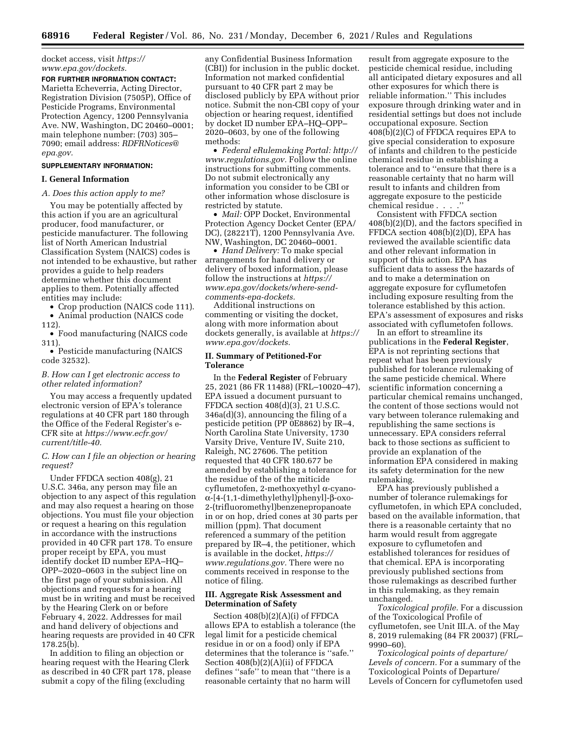docket access, visit *https://www.epa.gov/dockets.*

**FOR FURTHER INFORMATION CONTACT:** Marietta Echeverria, Acting Director, Registration Division (7505P), Office of Pesticide Programs, Environmental Protection Agency, 1200 Pennsylvania Ave. NW, Washington, DC 20460–0001; main telephone number: (703) 305–7090; email address: *RDFRNotices@epa.gov.*

**SUPPLEMENTARY INFORMATION:**

## I. General Information

### *A. Does this action apply to me?*

You may be potentially affected by this action if you are an agricultural producer, food manufacturer, or pesticide manufacturer. The following list of North American Industrial Classification System (NAICS) codes is not intended to be exhaustive, but rather provides a guide to help readers determine whether this document applies to them. Potentially affected entities may include:

- Crop production (NAICS code 111).
- Animal production (NAICS code 112).
- Food manufacturing (NAICS code 311).
- Pesticide manufacturing (NAICS code 32532).

### *B. How can I get electronic access to other related information?*

You may access a frequently updated electronic version of EPA's tolerance regulations at 40 CFR part 180 through the Office of the Federal Register's e-CFR site at *https://www.ecfr.gov/current/title-40.*

### *C. How can I file an objection or hearing request?*

Under FFDCA section 408(g), 21 U.S.C. 346a, any person may file an objection to any aspect of this regulation and may also request a hearing on those objections. You must file your objection or request a hearing on this regulation in accordance with the instructions provided in 40 CFR part 178. To ensure proper receipt by EPA, you must identify docket ID number EPA–HQ–OPP–2020–0603 in the subject line on the first page of your submission. All objections and requests for a hearing must be in writing and must be received by the Hearing Clerk on or before February 4, 2022. Addresses for mail and hand delivery of objections and hearing requests are provided in 40 CFR 178.25(b).

In addition to filing an objection or hearing request with the Hearing Clerk as described in 40 CFR part 178, please submit a copy of the filing (excluding any Confidential Business Information (CBI)) for inclusion in the public docket. Information not marked confidential pursuant to 40 CFR part 2 may be disclosed publicly by EPA without prior notice. Submit the non-CBI copy of your objection or hearing request, identified by docket ID number EPA–HQ–OPP–2020–0603, by one of the following methods:

- *Federal eRulemaking Portal: http://www.regulations.gov.* Follow the online instructions for submitting comments. Do not submit electronically any information you consider to be CBI or other information whose disclosure is restricted by statute.
- *Mail:* OPP Docket, Environmental Protection Agency Docket Center (EPA/DC), (28221T), 1200 Pennsylvania Ave. NW, Washington, DC 20460–0001.
- *Hand Delivery:* To make special arrangements for hand delivery or delivery of boxed information, please follow the instructions at *https://www.epa.gov/dockets/where-send-comments-epa-dockets.*

Additional instructions on commenting or visiting the docket, along with more information about dockets generally, is available at *https://www.epa.gov/dockets.*

## II. Summary of Petitioned-For Tolerance

In the **Federal Register** of February 25, 2021 (86 FR 11488) (FRL–10020–47), EPA issued a document pursuant to FFDCA section 408(d)(3), 21 U.S.C. 346a(d)(3), announcing the filing of a pesticide petition (PP 0E8862) by IR–4, North Carolina State University, 1730 Varsity Drive, Venture IV, Suite 210, Raleigh, NC 27606. The petition requested that 40 CFR 180.677 be amended by establishing a tolerance for the residue of the of the miticide cyflumetofen, 2-methoxyethyl α-cyano-α-[4-(1,1-dimethylethyl)phenyl]-β-oxo-2-(trifluoromethyl)benzenepropanoate in or on hop, dried cones at 30 parts per million (ppm). That document referenced a summary of the petition prepared by IR–4, the petitioner, which is available in the docket, *https://www.regulations.gov.* There were no comments received in response to the notice of filing.

## III. Aggregate Risk Assessment and Determination of Safety

Section 408(b)(2)(A)(i) of FFDCA allows EPA to establish a tolerance (the legal limit for a pesticide chemical residue in or on a food) only if EPA determines that the tolerance is ''safe.'' Section 408(b)(2)(A)(ii) of FFDCA defines ''safe'' to mean that ''there is a reasonable certainty that no harm will result from aggregate exposure to the pesticide chemical residue, including all anticipated dietary exposures and all other exposures for which there is reliable information.'' This includes exposure through drinking water and in residential settings but does not include occupational exposure. Section 408(b)(2)(C) of FFDCA requires EPA to give special consideration to exposure of infants and children to the pesticide chemical residue in establishing a tolerance and to ''ensure that there is a reasonable certainty that no harm will result to infants and children from aggregate exposure to the pesticide chemical residue . . . .''

Consistent with FFDCA section 408(b)(2)(D), and the factors specified in FFDCA section 408(b)(2)(D), EPA has reviewed the available scientific data and other relevant information in support of this action. EPA has sufficient data to assess the hazards of and to make a determination on aggregate exposure for cyflumetofen including exposure resulting from the tolerance established by this action. EPA's assessment of exposures and risks associated with cyflumetofen follows.

In an effort to streamline its publications in the **Federal Register**, EPA is not reprinting sections that repeat what has been previously published for tolerance rulemaking of the same pesticide chemical. Where scientific information concerning a particular chemical remains unchanged, the content of those sections would not vary between tolerance rulemaking and republishing the same sections is unnecessary. EPA considers referral back to those sections as sufficient to provide an explanation of the information EPA considered in making its safety determination for the new rulemaking.

EPA has previously published a number of tolerance rulemakings for cyflumetofen, in which EPA concluded, based on the available information, that there is a reasonable certainty that no harm would result from aggregate exposure to cyflumetofen and established tolerances for residues of that chemical. EPA is incorporating previously published sections from those rulemakings as described further in this rulemaking, as they remain unchanged.

*Toxicological profile.* For a discussion of the Toxicological Profile of cyflumetofen, see Unit III.A. of the May 8, 2019 rulemaking (84 FR 20037) (FRL–9990–60).

*Toxicological points of departure/Levels of concern.* For a summary of the Toxicological Points of Departure/Levels of Concern for cyflumetofen used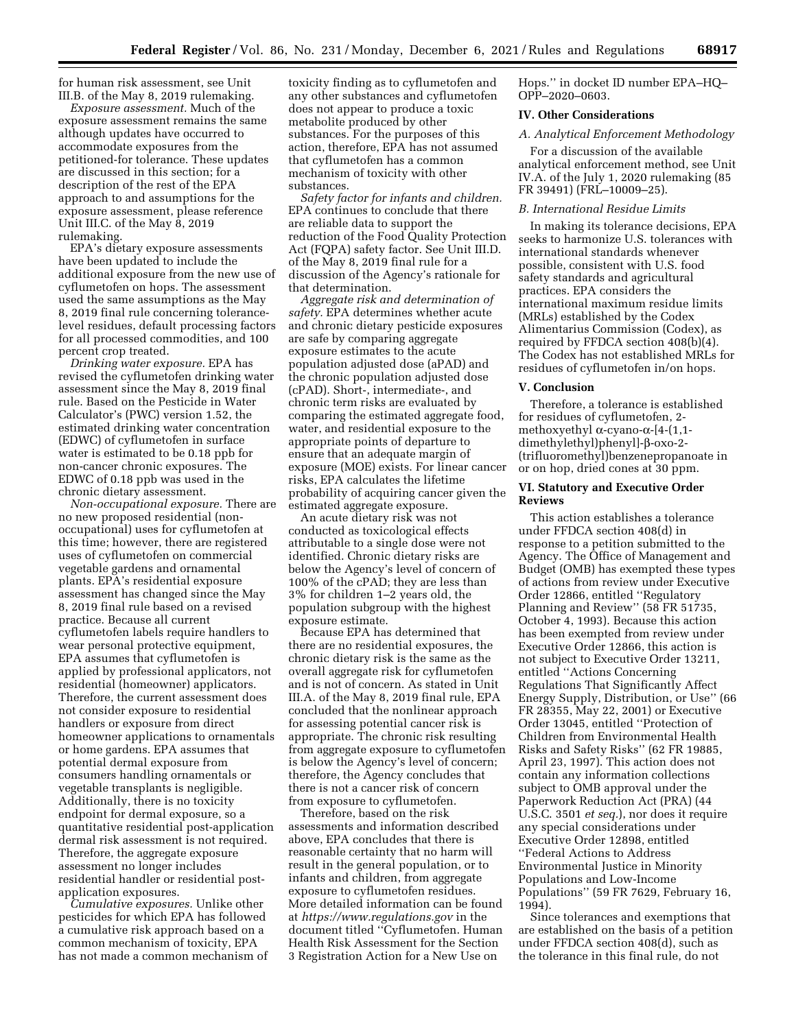for human risk assessment, see Unit III.B. of the May 8, 2019 rulemaking.

*Exposure assessment.* Much of the exposure assessment remains the same although updates have occurred to accommodate exposures from the petitioned-for tolerance. These updates are discussed in this section; for a description of the rest of the EPA approach to and assumptions for the exposure assessment, please reference Unit III.C. of the May 8, 2019 rulemaking.

EPA's dietary exposure assessments have been updated to include the additional exposure from the new use of cyflumetofen on hops. The assessment used the same assumptions as the May 8, 2019 final rule concerning tolerance-level residues, default processing factors for all processed commodities, and 100 percent crop treated.

*Drinking water exposure.* EPA has revised the cyflumetofen drinking water assessment since the May 8, 2019 final rule. Based on the Pesticide in Water Calculator's (PWC) version 1.52, the estimated drinking water concentration (EDWC) of cyflumetofen in surface water is estimated to be 0.18 ppb for non-cancer chronic exposures. The EDWC of 0.18 ppb was used in the chronic dietary assessment.

*Non-occupational exposure.* There are no new proposed residential (non-occupational) uses for cyflumetofen at this time; however, there are registered uses of cyflumetofen on commercial vegetable gardens and ornamental plants. EPA's residential exposure assessment has changed since the May 8, 2019 final rule based on a revised practice. Because all current cyflumetofen labels require handlers to wear personal protective equipment, EPA assumes that cyflumetofen is applied by professional applicators, not residential (homeowner) applicators. Therefore, the current assessment does not consider exposure to residential handlers or exposure from direct homeowner applications to ornamentals or home gardens. EPA assumes that potential dermal exposure from consumers handling ornamentals or vegetable transplants is negligible. Additionally, there is no toxicity endpoint for dermal exposure, so a quantitative residential post-application dermal risk assessment is not required. Therefore, the aggregate exposure assessment no longer includes residential handler or residential post-application exposures.

*Cumulative exposures.* Unlike other pesticides for which EPA has followed a cumulative risk approach based on a common mechanism of toxicity, EPA has not made a common mechanism of toxicity finding as to cyflumetofen and any other substances and cyflumetofen does not appear to produce a toxic metabolite produced by other substances. For the purposes of this action, therefore, EPA has not assumed that cyflumetofen has a common mechanism of toxicity with other substances.

*Safety factor for infants and children.* EPA continues to conclude that there are reliable data to support the reduction of the Food Quality Protection Act (FQPA) safety factor. See Unit III.D. of the May 8, 2019 final rule for a discussion of the Agency's rationale for that determination.

*Aggregate risk and determination of safety.* EPA determines whether acute and chronic dietary pesticide exposures are safe by comparing aggregate exposure estimates to the acute population adjusted dose (aPAD) and the chronic population adjusted dose (cPAD). Short-, intermediate-, and chronic term risks are evaluated by comparing the estimated aggregate food, water, and residential exposure to the appropriate points of departure to ensure that an adequate margin of exposure (MOE) exists. For linear cancer risks, EPA calculates the lifetime probability of acquiring cancer given the estimated aggregate exposure.

An acute dietary risk was not conducted as toxicological effects attributable to a single dose were not identified. Chronic dietary risks are below the Agency's level of concern of 100% of the cPAD; they are less than 3% for children 1–2 years old, the population subgroup with the highest exposure estimate.

Because EPA has determined that there are no residential exposures, the chronic dietary risk is the same as the overall aggregate risk for cyflumetofen and is not of concern. As stated in Unit III.A. of the May 8, 2019 final rule, EPA concluded that the nonlinear approach for assessing potential cancer risk is appropriate. The chronic risk resulting from aggregate exposure to cyflumetofen is below the Agency's level of concern; therefore, the Agency concludes that there is not a cancer risk of concern from exposure to cyflumetofen.

Therefore, based on the risk assessments and information described above, EPA concludes that there is reasonable certainty that no harm will result in the general population, or to infants and children, from aggregate exposure to cyflumetofen residues. More detailed information can be found at *https://www.regulations.gov* in the document titled "Cyflumetofen. Human Health Risk Assessment for the Section 3 Registration Action for a New Use on Hops." in docket ID number EPA–HQ–OPP–2020–0603.

## IV. Other Considerations

### A. Analytical Enforcement Methodology

For a discussion of the available analytical enforcement method, see Unit IV.A. of the July 1, 2020 rulemaking (85 FR 39491) (FRL–10009–25).

### B. International Residue Limits

In making its tolerance decisions, EPA seeks to harmonize U.S. tolerances with international standards whenever possible, consistent with U.S. food safety standards and agricultural practices. EPA considers the international maximum residue limits (MRLs) established by the Codex Alimentarius Commission (Codex), as required by FFDCA section 408(b)(4). The Codex has not established MRLs for residues of cyflumetofen in/on hops.

## V. Conclusion

Therefore, a tolerance is established for residues of cyflumetofen, 2-methoxyethyl α-cyano-α-[4-(1,1-dimethylethyl)phenyl]-β-oxo-2-(trifluoromethyl)benzenepropanoate in or on hop, dried cones at 30 ppm.

## VI. Statutory and Executive Order Reviews

This action establishes a tolerance under FFDCA section 408(d) in response to a petition submitted to the Agency. The Office of Management and Budget (OMB) has exempted these types of actions from review under Executive Order 12866, entitled "Regulatory Planning and Review" (58 FR 51735, October 4, 1993). Because this action has been exempted from review under Executive Order 12866, this action is not subject to Executive Order 13211, entitled "Actions Concerning Regulations That Significantly Affect Energy Supply, Distribution, or Use" (66 FR 28355, May 22, 2001) or Executive Order 13045, entitled "Protection of Children from Environmental Health Risks and Safety Risks" (62 FR 19885, April 23, 1997). This action does not contain any information collections subject to OMB approval under the Paperwork Reduction Act (PRA) (44 U.S.C. 3501 *et seq.*), nor does it require any special considerations under Executive Order 12898, entitled "Federal Actions to Address Environmental Justice in Minority Populations and Low-Income Populations" (59 FR 7629, February 16, 1994).

Since tolerances and exemptions that are established on the basis of a petition under FFDCA section 408(d), such as the tolerance in this final rule, do not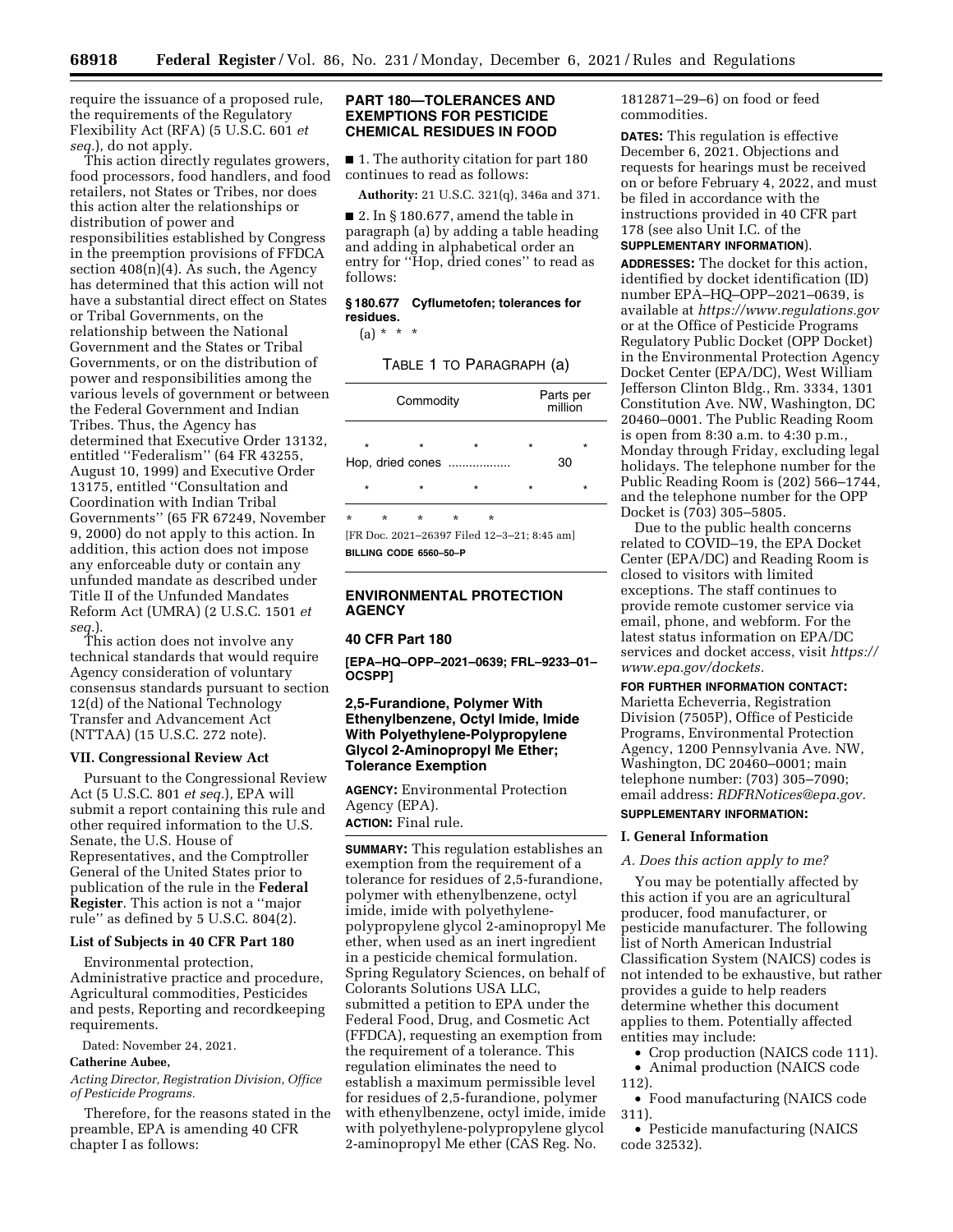require the issuance of a proposed rule, the requirements of the Regulatory Flexibility Act (RFA) (5 U.S.C. 601 *et seq.*), do not apply.

This action directly regulates growers, food processors, food handlers, and food retailers, not States or Tribes, nor does this action alter the relationships or distribution of power and responsibilities established by Congress in the preemption provisions of FFDCA section 408(n)(4). As such, the Agency has determined that this action will not have a substantial direct effect on States or Tribal Governments, on the relationship between the National Government and the States or Tribal Governments, or on the distribution of power and responsibilities among the various levels of government or between the Federal Government and Indian Tribes. Thus, the Agency has determined that Executive Order 13132, entitled ''Federalism'' (64 FR 43255, August 10, 1999) and Executive Order 13175, entitled ''Consultation and Coordination with Indian Tribal Governments'' (65 FR 67249, November 9, 2000) do not apply to this action. In addition, this action does not impose any enforceable duty or contain any unfunded mandate as described under Title II of the Unfunded Mandates Reform Act (UMRA) (2 U.S.C. 1501 *et seq.*).

This action does not involve any technical standards that would require Agency consideration of voluntary consensus standards pursuant to section 12(d) of the National Technology Transfer and Advancement Act (NTTAA) (15 U.S.C. 272 note).

## VII. Congressional Review Act

Pursuant to the Congressional Review Act (5 U.S.C. 801 *et seq.*), EPA will submit a report containing this rule and other required information to the U.S. Senate, the U.S. House of Representatives, and the Comptroller General of the United States prior to publication of the rule in the **Federal Register**. This action is not a ''major rule'' as defined by 5 U.S.C. 804(2).

### List of Subjects in 40 CFR Part 180

Environmental protection, Administrative practice and procedure, Agricultural commodities, Pesticides and pests, Reporting and recordkeeping requirements.

Dated: November 24, 2021.

**Catherine Aubee,**

*Acting Director, Registration Division, Office of Pesticide Programs.*

Therefore, for the reasons stated in the preamble, EPA is amending 40 CFR chapter I as follows:

## PART 180—TOLERANCES AND EXEMPTIONS FOR PESTICIDE CHEMICAL RESIDUES IN FOOD

■ 1. The authority citation for part 180 continues to read as follows:

**Authority:** 21 U.S.C. 321(q), 346a and 371.

■ 2. In § 180.677, amend the table in paragraph (a) by adding a table heading and adding in alphabetical order an entry for ''Hop, dried cones'' to read as follows:

### § 180.677 Cyflumetofen; tolerances for residues.

(a) * * *

TABLE 1 TO PARAGRAPH (a)

| Commodity | Parts per million |
|---|---|
| * * * | * * |
| Hop, dried cones .................. | 30 |
| * * * | * * |

\* \* \* \* \*

[FR Doc. 2021–26397 Filed 12–3–21; 8:45 am]

**BILLING CODE 6560–50–P**

## ENVIRONMENTAL PROTECTION AGENCY

### 40 CFR Part 180

**[EPA–HQ–OPP–2021–0639; FRL–9233–01–OCSPP]**

### 2,5-Furandione, Polymer With Ethenylbenzene, Octyl Imide, Imide With Polyethylene-Polypropylene Glycol 2-Aminopropyl Me Ether; Tolerance Exemption

**AGENCY:** Environmental Protection Agency (EPA).

**ACTION:** Final rule.

**SUMMARY:** This regulation establishes an exemption from the requirement of a tolerance for residues of 2,5-furandione, polymer with ethenylbenzene, octyl imide, imide with polyethylene-polypropylene glycol 2-aminopropyl Me ether, when used as an inert ingredient in a pesticide chemical formulation. Spring Regulatory Sciences, on behalf of Colorants Solutions USA LLC, submitted a petition to EPA under the Federal Food, Drug, and Cosmetic Act (FFDCA), requesting an exemption from the requirement of a tolerance. This regulation eliminates the need to establish a maximum permissible level for residues of 2,5-furandione, polymer with ethenylbenzene, octyl imide, imide with polyethylene-polypropylene glycol 2-aminopropyl Me ether (CAS Reg. No. 1812871–29–6) on food or feed commodities.

**DATES:** This regulation is effective December 6, 2021. Objections and requests for hearings must be received on or before February 4, 2022, and must be filed in accordance with the instructions provided in 40 CFR part 178 (see also Unit I.C. of the **SUPPLEMENTARY INFORMATION**).

**ADDRESSES:** The docket for this action, identified by docket identification (ID) number EPA–HQ–OPP–2021–0639, is available at *https://www.regulations.gov* or at the Office of Pesticide Programs Regulatory Public Docket (OPP Docket) in the Environmental Protection Agency Docket Center (EPA/DC), West William Jefferson Clinton Bldg., Rm. 3334, 1301 Constitution Ave. NW, Washington, DC 20460–0001. The Public Reading Room is open from 8:30 a.m. to 4:30 p.m., Monday through Friday, excluding legal holidays. The telephone number for the Public Reading Room is (202) 566–1744, and the telephone number for the OPP Docket is (703) 305–5805.

Due to the public health concerns related to COVID–19, the EPA Docket Center (EPA/DC) and Reading Room is closed to visitors with limited exceptions. The staff continues to provide remote customer service via email, phone, and webform. For the latest status information on EPA/DC services and docket access, visit *https://www.epa.gov/dockets.*

**FOR FURTHER INFORMATION CONTACT:** Marietta Echeverria, Registration Division (7505P), Office of Pesticide Programs, Environmental Protection Agency, 1200 Pennsylvania Ave. NW, Washington, DC 20460–0001; main telephone number: (703) 305–7090; email address: *RDFRNotices@epa.gov.*

**SUPPLEMENTARY INFORMATION:**

## I. General Information

*A. Does this action apply to me?*

You may be potentially affected by this action if you are an agricultural producer, food manufacturer, or pesticide manufacturer. The following list of North American Industrial Classification System (NAICS) codes is not intended to be exhaustive, but rather provides a guide to help readers determine whether this document applies to them. Potentially affected entities may include:

- Crop production (NAICS code 111).
- Animal production (NAICS code 112).
- Food manufacturing (NAICS code 311).
- Pesticide manufacturing (NAICS code 32532).